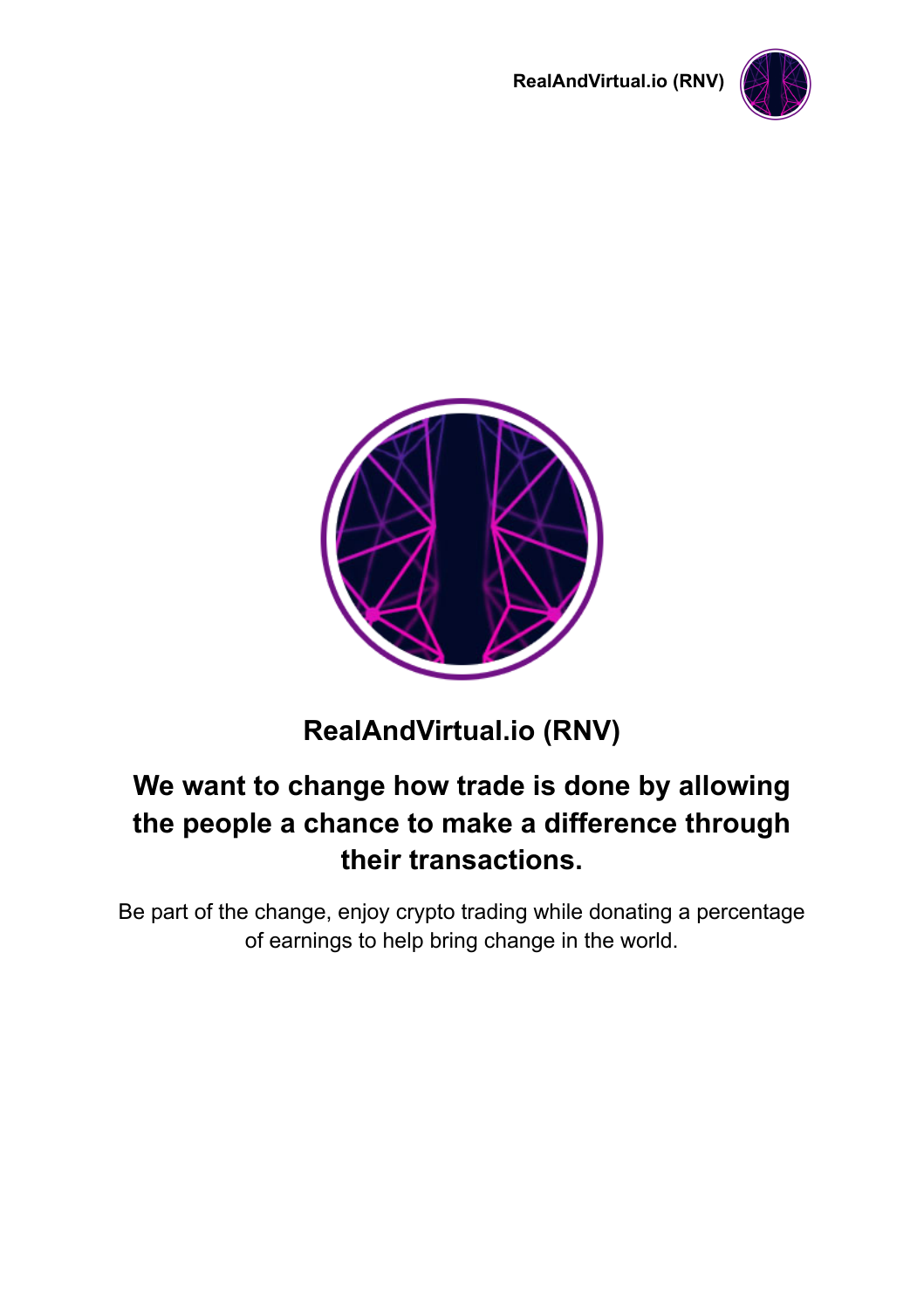# RealAndVirtual.io (RNV)

## We want to change how trade is done by allowing the people a chance to make a difference through their transactions.

Be part of the change, enjoy crypto trading while donating a percentage of earnings to help bring change in the world.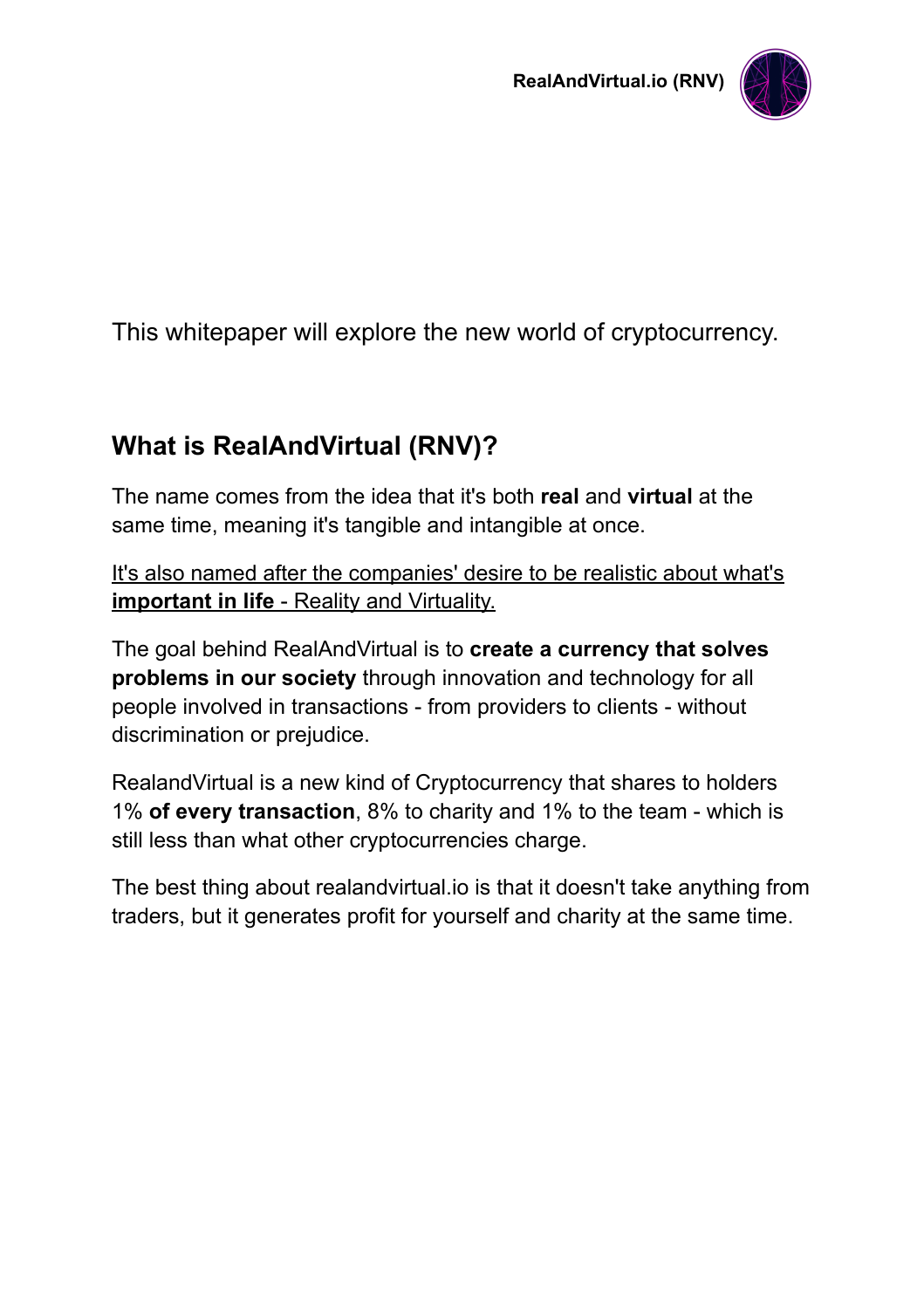This whitepaper will explore the new world of cryptocurrency.

## What is RealAndVirtual (RNV)?

The name comes from the idea that it's both **real** and **virtual** at the same time, meaning it's tangible and intangible at once.

<u>It's also named after the companies' desire to be realistic about what's **important in life** - Reality and Virtuality.</u>

The goal behind RealAndVirtual is to **create a currency that solves problems in our society** through innovation and technology for all people involved in transactions - from providers to clients - without discrimination or prejudice.

RealandVirtual is a new kind of Cryptocurrency that shares to holders 1% **of every transaction**, 8% to charity and 1% to the team - which is still less than what other cryptocurrencies charge.

The best thing about realandvirtual.io is that it doesn't take anything from traders, but it generates profit for yourself and charity at the same time.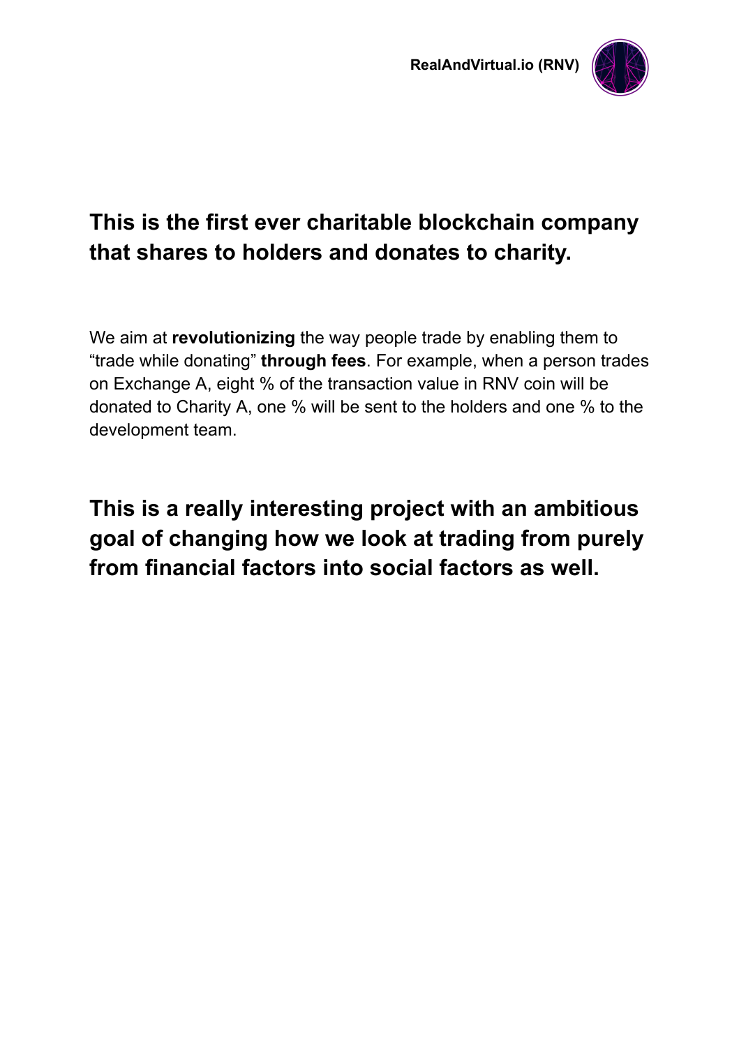## This is the first ever charitable blockchain company that shares to holders and donates to charity.

We aim at **revolutionizing** the way people trade by enabling them to "trade while donating" **through fees**. For example, when a person trades on Exchange A, eight % of the transaction value in RNV coin will be donated to Charity A, one % will be sent to the holders and one % to the development team.

## This is a really interesting project with an ambitious goal of changing how we look at trading from purely from financial factors into social factors as well.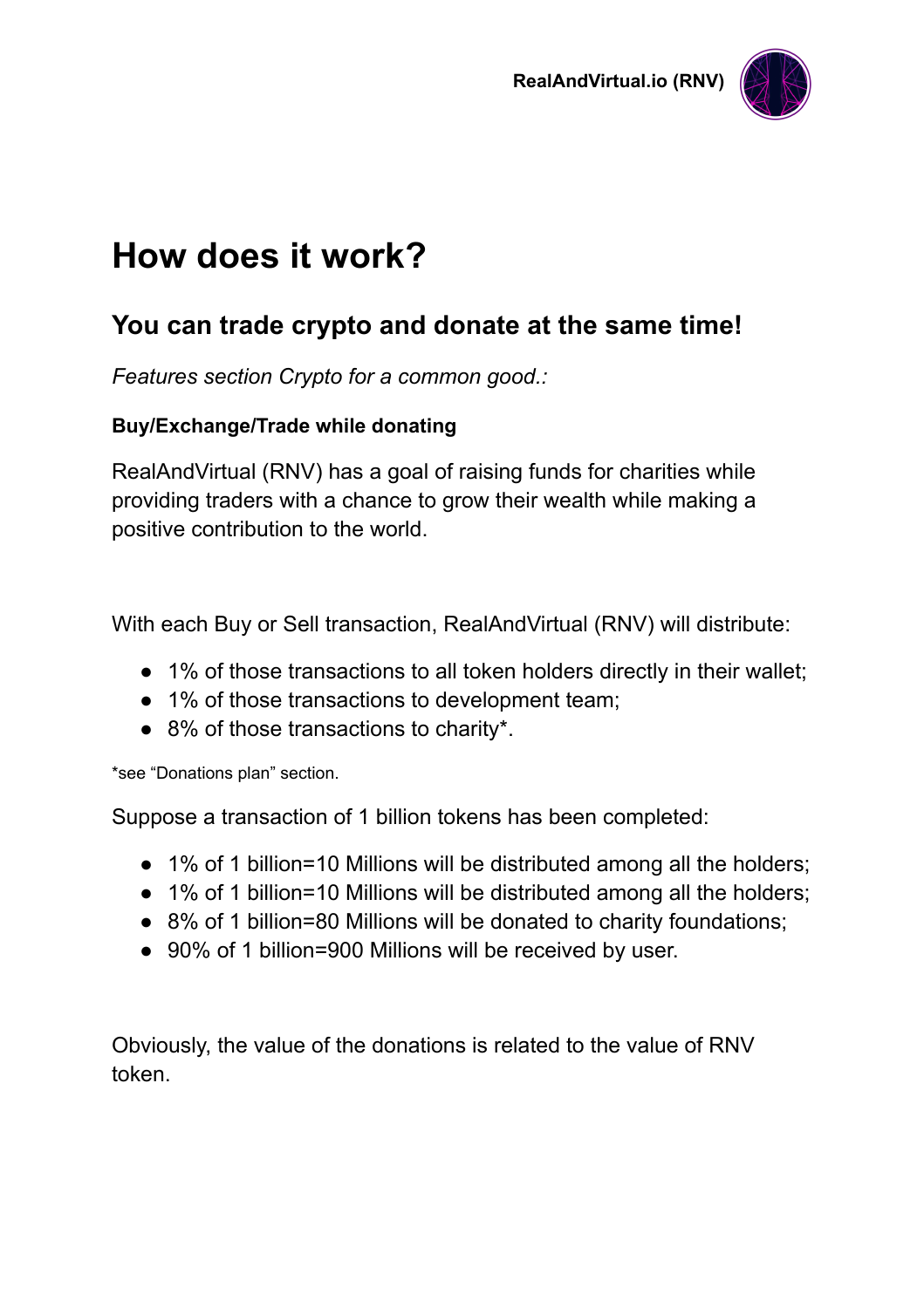# How does it work?

## You can trade crypto and donate at the same time!

*Features section Crypto for a common good.:*

**Buy/Exchange/Trade while donating**

RealAndVirtual (RNV) has a goal of raising funds for charities while providing traders with a chance to grow their wealth while making a positive contribution to the world.

With each Buy or Sell transaction, RealAndVirtual (RNV) will distribute:

- 1% of those transactions to all token holders directly in their wallet;
- 1% of those transactions to development team;
- 8% of those transactions to charity*.

*see "Donations plan" section.

Suppose a transaction of 1 billion tokens has been completed:

- 1% of 1 billion=10 Millions will be distributed among all the holders;
- 1% of 1 billion=10 Millions will be distributed among all the holders;
- 8% of 1 billion=80 Millions will be donated to charity foundations;
- 90% of 1 billion=900 Millions will be received by user.

Obviously, the value of the donations is related to the value of RNV token.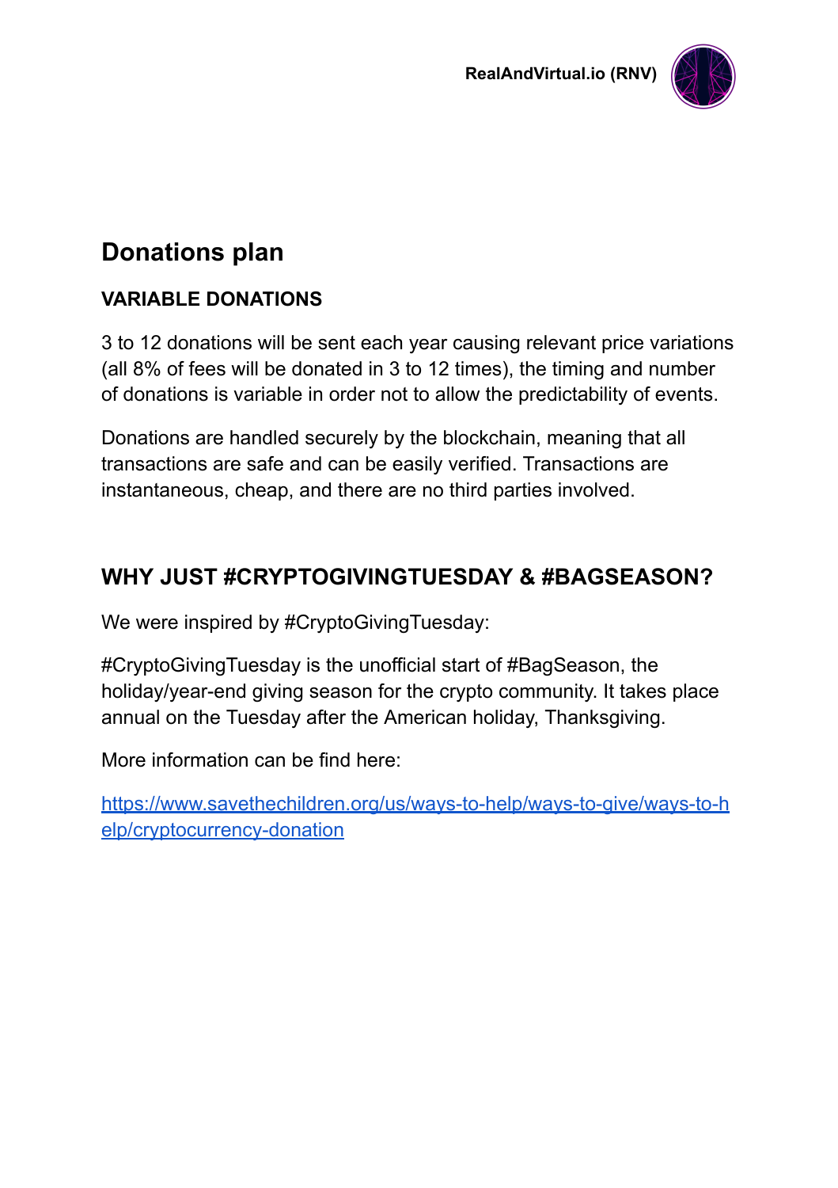## Donations plan

### VARIABLE DONATIONS

3 to 12 donations will be sent each year causing relevant price variations (all 8% of fees will be donated in 3 to 12 times), the timing and number of donations is variable in order not to allow the predictability of events.

Donations are handled securely by the blockchain, meaning that all transactions are safe and can be easily verified. Transactions are instantaneous, cheap, and there are no third parties involved.

## WHY JUST #CRYPTOGIVINGTUESDAY & #BAGSEASON?

We were inspired by #CryptoGivingTuesday:

#CryptoGivingTuesday is the unofficial start of #BagSeason, the holiday/year-end giving season for the crypto community. It takes place annual on the Tuesday after the American holiday, Thanksgiving.

More information can be find here:

[https://www.savethechildren.org/us/ways-to-help/ways-to-give/ways-to-help/cryptocurrency-donation](https://www.savethechildren.org/us/ways-to-help/ways-to-give/ways-to-help/cryptocurrency-donation)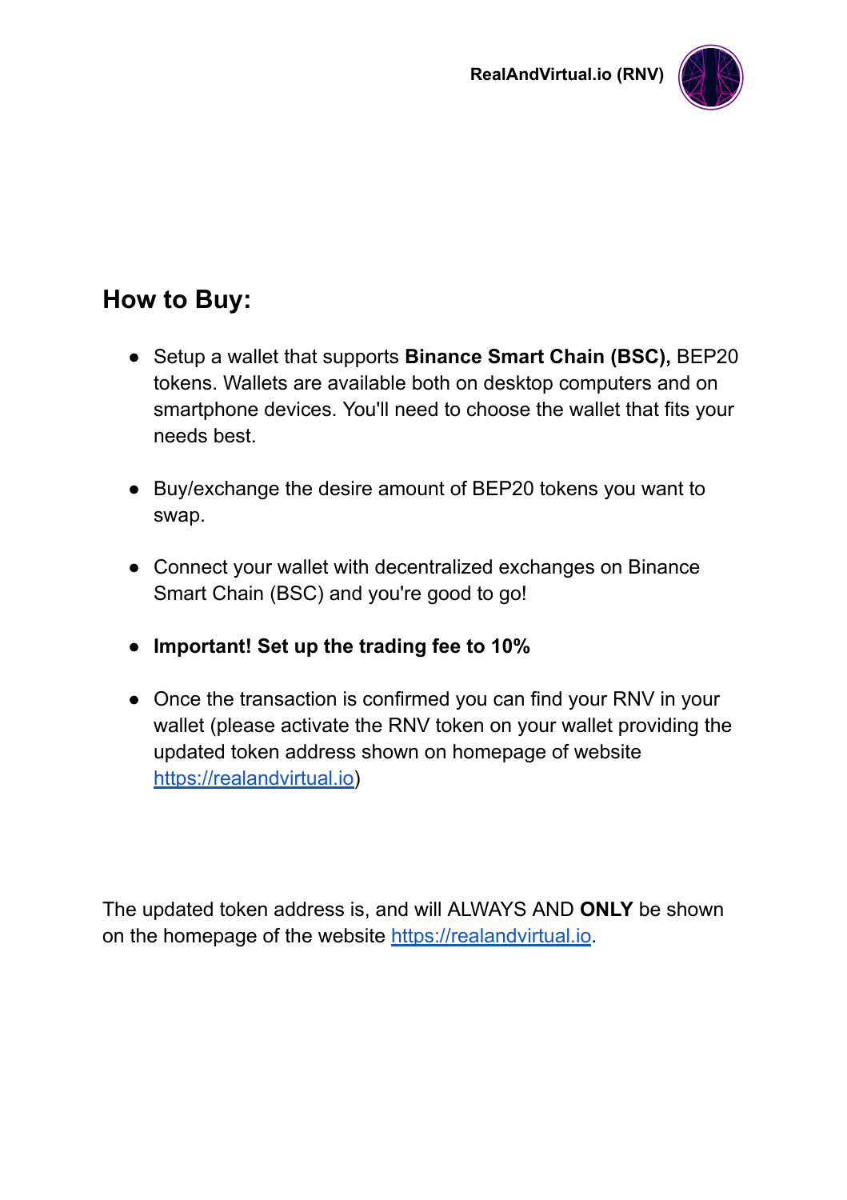## How to Buy:

- Setup a wallet that supports **Binance Smart Chain (BSC),** BEP20 tokens. Wallets are available both on desktop computers and on smartphone devices. You'll need to choose the wallet that fits your needs best.

- Buy/exchange the desire amount of BEP20 tokens you want to swap.

- Connect your wallet with decentralized exchanges on Binance Smart Chain (BSC) and you're good to go!

- **Important! Set up the trading fee to 10%**

- Once the transaction is confirmed you can find your RNV in your wallet (please activate the RNV token on your wallet providing the updated token address shown on homepage of website [https://realandvirtual.io](https://realandvirtual.io))

The updated token address is, and will ALWAYS AND **ONLY** be shown on the homepage of the website [https://realandvirtual.io](https://realandvirtual.io).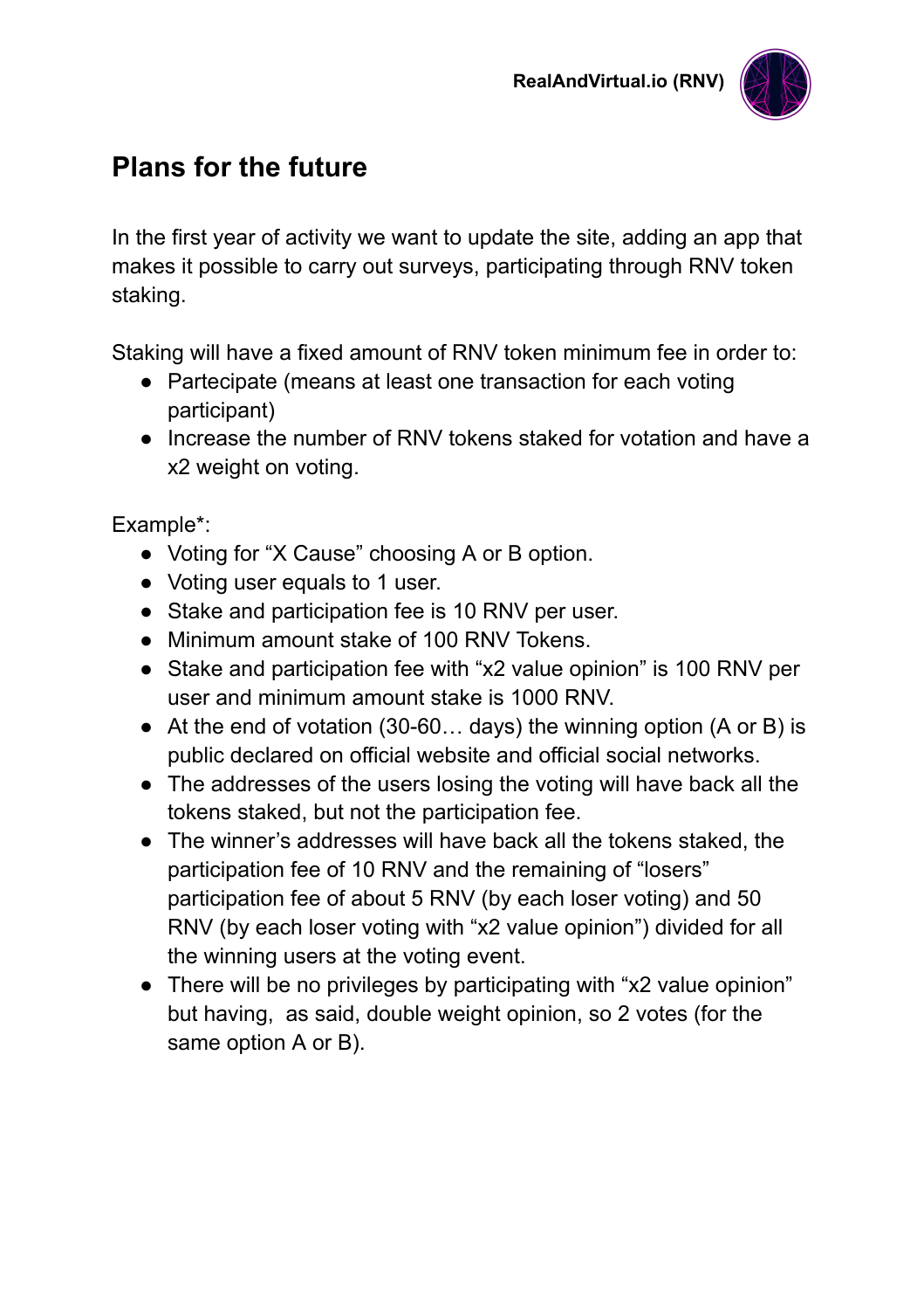## Plans for the future

In the first year of activity we want to update the site, adding an app that makes it possible to carry out surveys, participating through RNV token staking.

Staking will have a fixed amount of RNV token minimum fee in order to:

- Partecipate (means at least one transaction for each voting participant)
- Increase the number of RNV tokens staked for votation and have a x2 weight on voting.

Example*:

- Voting for "X Cause" choosing A or B option.
- Voting user equals to 1 user.
- Stake and participation fee is 10 RNV per user.
- Minimum amount stake of 100 RNV Tokens.
- Stake and participation fee with "x2 value opinion" is 100 RNV per user and minimum amount stake is 1000 RNV.
- At the end of votation (30-60… days) the winning option (A or B) is public declared on official website and official social networks.
- The addresses of the users losing the voting will have back all the tokens staked, but not the participation fee.
- The winner's addresses will have back all the tokens staked, the participation fee of 10 RNV and the remaining of "losers" participation fee of about 5 RNV (by each loser voting) and 50 RNV (by each loser voting with "x2 value opinion") divided for all the winning users at the voting event.
- There will be no privileges by participating with "x2 value opinion" but having, as said, double weight opinion, so 2 votes (for the same option A or B).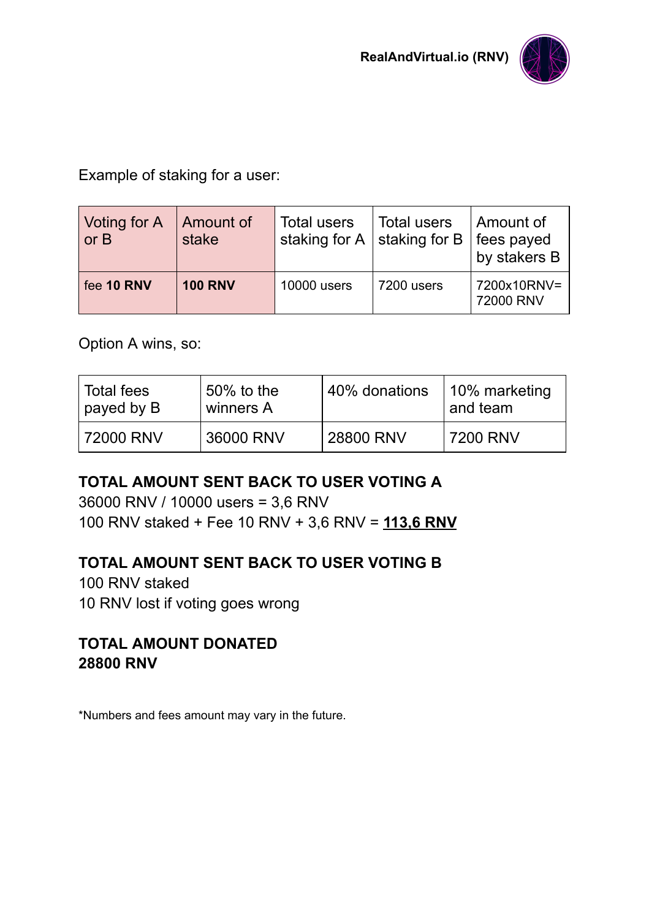Example of staking for a user:

| Voting for A or B | Amount of stake | Total users staking for A | Total users staking for B | Amount of fees payed by stakers B |
|---|---|---|---|---|
| fee **10 RNV** | **100 RNV** | 10000 users | 7200 users | 7200x10RNV= 72000 RNV |

Option A wins, so:

| Total fees payed by B | 50% to the winners A | 40% donations | 10% marketing and team |
|---|---|---|---|
| 72000 RNV | 36000 RNV | 28800 RNV | 7200 RNV |

**TOTAL AMOUNT SENT BACK TO USER VOTING A**

36000 RNV / 10000 users = 3,6 RNV

100 RNV staked + Fee 10 RNV + 3,6 RNV = **113,6 RNV**

**TOTAL AMOUNT SENT BACK TO USER VOTING B**

100 RNV staked

10 RNV lost if voting goes wrong

**TOTAL AMOUNT DONATED**

**28800 RNV**

*Numbers and fees amount may vary in the future.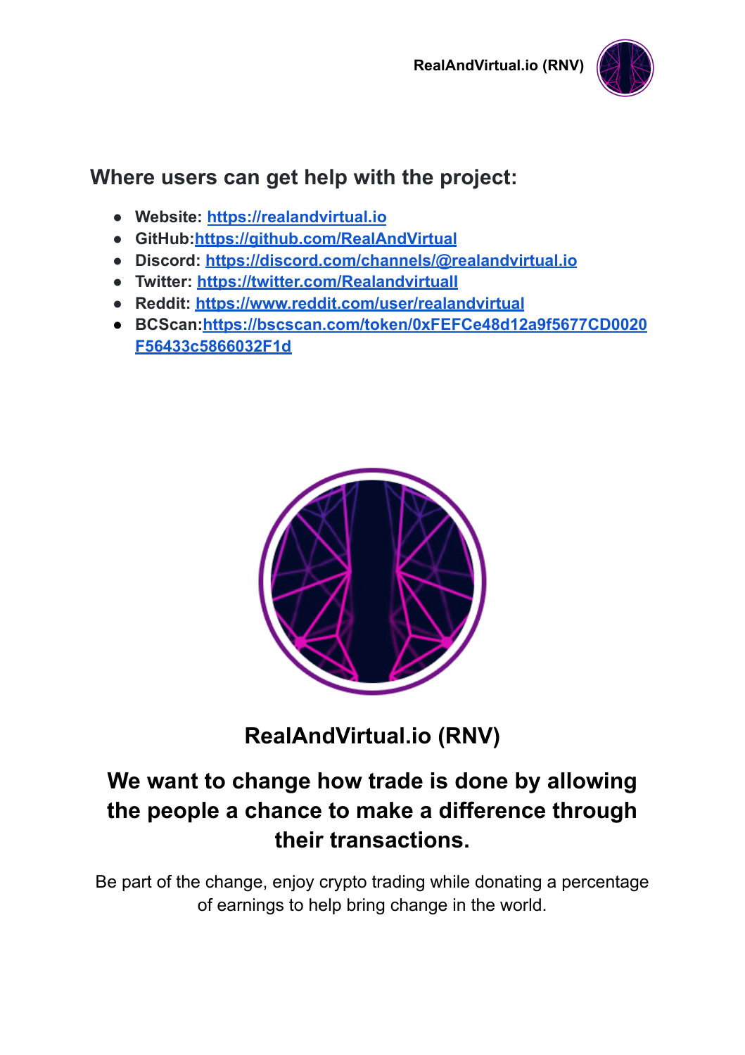## Where users can get help with the project:

- **Website:** https://realandvirtual.io
- **GitHub:** https://github.com/RealAndVirtual
- **Discord:** https://discord.com/channels/@realandvirtual.io
- **Twitter:** https://twitter.com/Realandvirtuall
- **Reddit:** https://www.reddit.com/user/realandvirtual
- **BCScan:** https://bscscan.com/token/0xFEFCe48d12a9f5677CD0020F56433c5866032F1d

### RealAndVirtual.io (RNV)

### We want to change how trade is done by allowing the people a chance to make a difference through their transactions.

Be part of the change, enjoy crypto trading while donating a percentage of earnings to help bring change in the world.